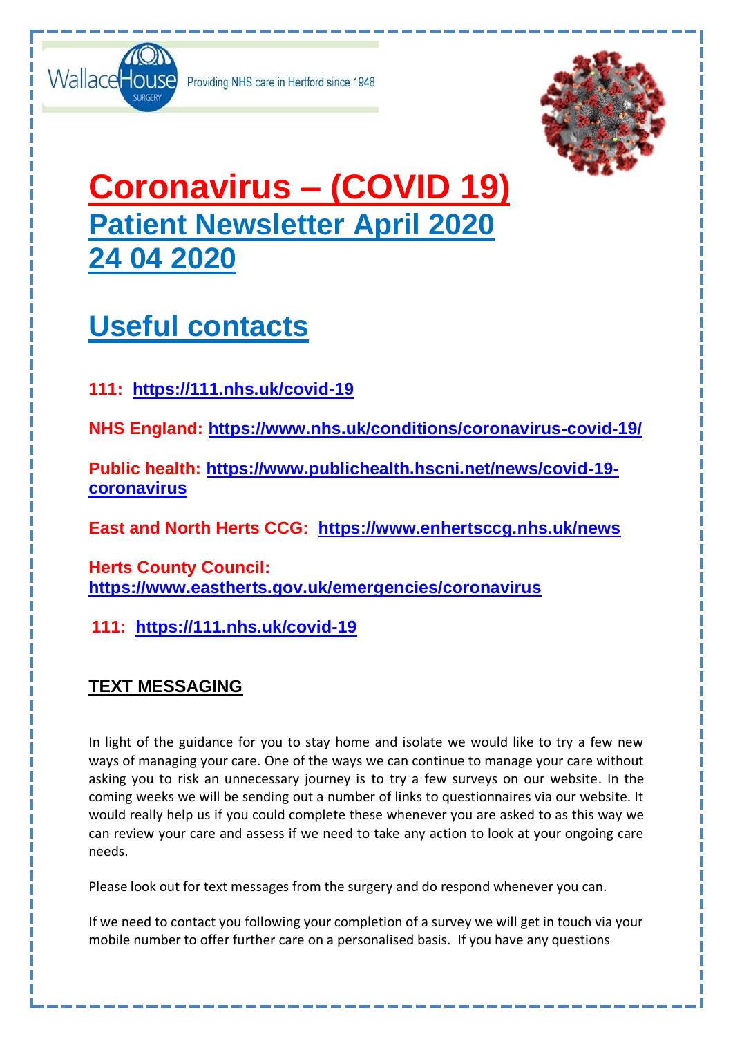WallaceHouse SURGERY Providing NHS care in Hertford since 1948

# Coronavirus – (COVID 19)

## Patient Newsletter April 2020

## 24 04 2020

# Useful contacts

**111: https://111.nhs.uk/covid-19**

**NHS England: https://www.nhs.uk/conditions/coronavirus-covid-19/**

**Public health: https://www.publichealth.hscni.net/news/covid-19-coronavirus**

**East and North Herts CCG: https://www.enhertsccg.nhs.uk/news**

**Herts County Council: https://www.eastherts.gov.uk/emergencies/coronavirus**

**111: https://111.nhs.uk/covid-19**

### TEXT MESSAGING

In light of the guidance for you to stay home and isolate we would like to try a few new ways of managing your care. One of the ways we can continue to manage your care without asking you to risk an unnecessary journey is to try a few surveys on our website. In the coming weeks we will be sending out a number of links to questionnaires via our website. It would really help us if you could complete these whenever you are asked to as this way we can review your care and assess if we need to take any action to look at your ongoing care needs.

Please look out for text messages from the surgery and do respond whenever you can.

If we need to contact you following your completion of a survey we will get in touch via your mobile number to offer further care on a personalised basis. If you have any questions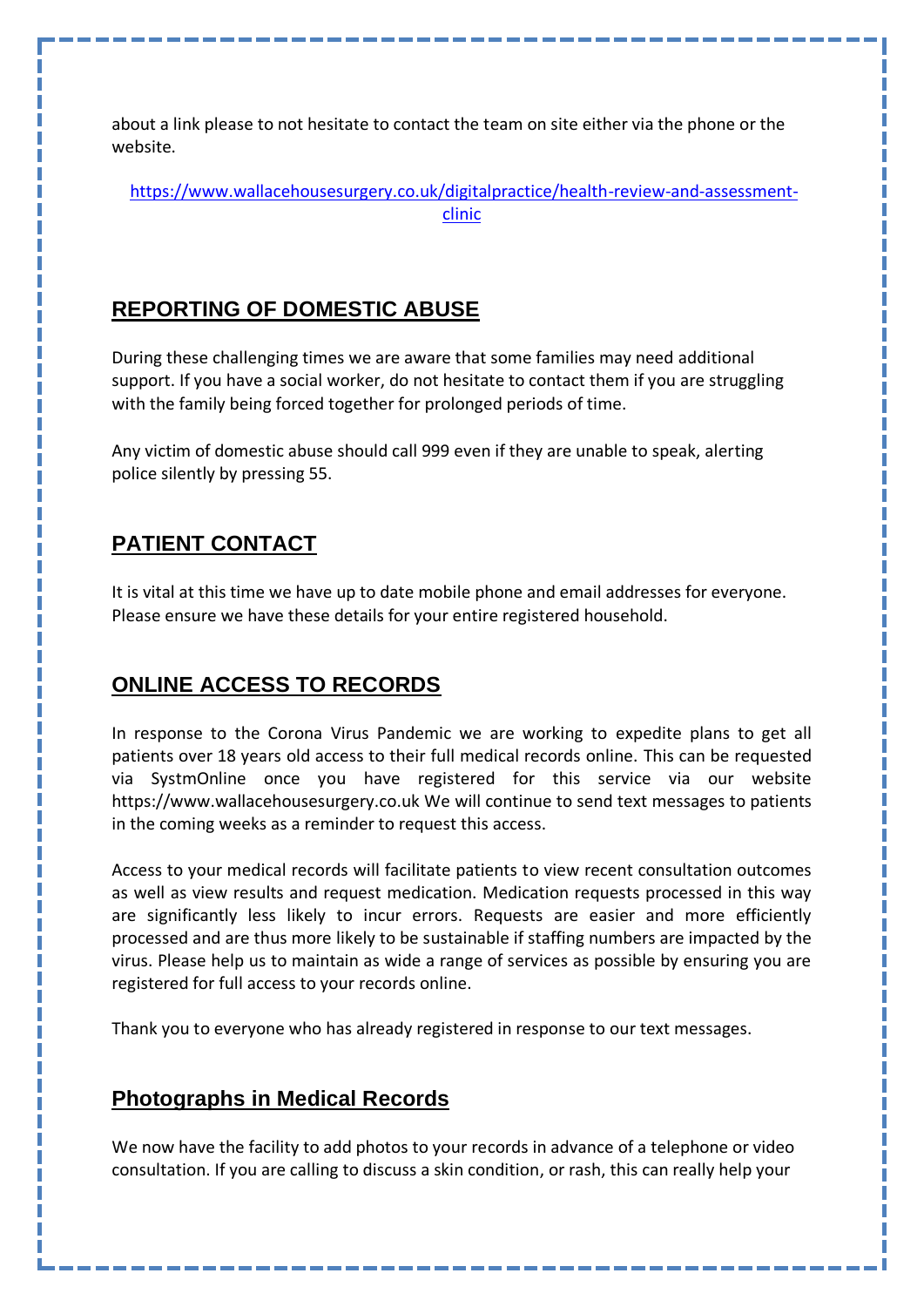about a link please to not hesitate to contact the team on site either via the phone or the website.

https://www.wallacehousesurgery.co.uk/digitalpractice/health-review-and-assessment-clinic

## REPORTING OF DOMESTIC ABUSE

During these challenging times we are aware that some families may need additional support. If you have a social worker, do not hesitate to contact them if you are struggling with the family being forced together for prolonged periods of time.

Any victim of domestic abuse should call 999 even if they are unable to speak, alerting police silently by pressing 55.

## PATIENT CONTACT

It is vital at this time we have up to date mobile phone and email addresses for everyone. Please ensure we have these details for your entire registered household.

## ONLINE ACCESS TO RECORDS

In response to the Corona Virus Pandemic we are working to expedite plans to get all patients over 18 years old access to their full medical records online. This can be requested via SystmOnline once you have registered for this service via our website https://www.wallacehousesurgery.co.uk We will continue to send text messages to patients in the coming weeks as a reminder to request this access.

Access to your medical records will facilitate patients to view recent consultation outcomes as well as view results and request medication. Medication requests processed in this way are significantly less likely to incur errors. Requests are easier and more efficiently processed and are thus more likely to be sustainable if staffing numbers are impacted by the virus. Please help us to maintain as wide a range of services as possible by ensuring you are registered for full access to your records online.

Thank you to everyone who has already registered in response to our text messages.

## Photographs in Medical Records

We now have the facility to add photos to your records in advance of a telephone or video consultation. If you are calling to discuss a skin condition, or rash, this can really help your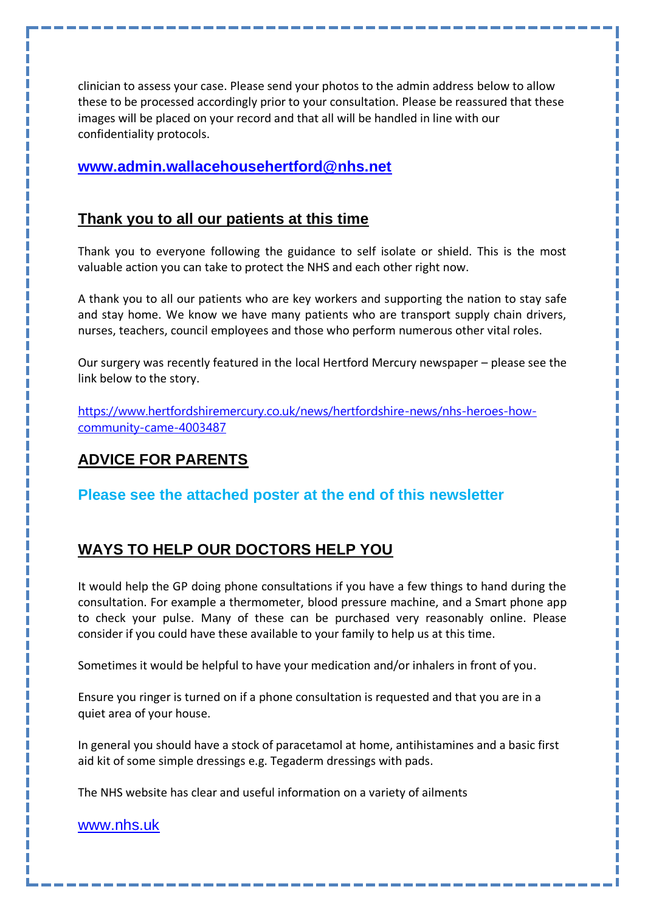clinician to assess your case. Please send your photos to the admin address below to allow these to be processed accordingly prior to your consultation. Please be reassured that these images will be placed on your record and that all will be handled in line with our confidentiality protocols.

**www.admin.wallacehousehertford@nhs.net**

## Thank you to all our patients at this time

Thank you to everyone following the guidance to self isolate or shield. This is the most valuable action you can take to protect the NHS and each other right now.

A thank you to all our patients who are key workers and supporting the nation to stay safe and stay home. We know we have many patients who are transport supply chain drivers, nurses, teachers, council employees and those who perform numerous other vital roles.

Our surgery was recently featured in the local Hertford Mercury newspaper – please see the link below to the story.

https://www.hertfordshiremercury.co.uk/news/hertfordshire-news/nhs-heroes-how-community-came-4003487

## ADVICE FOR PARENTS

**Please see the attached poster at the end of this newsletter**

## WAYS TO HELP OUR DOCTORS HELP YOU

It would help the GP doing phone consultations if you have a few things to hand during the consultation. For example a thermometer, blood pressure machine, and a Smart phone app to check your pulse. Many of these can be purchased very reasonably online. Please consider if you could have these available to your family to help us at this time.

Sometimes it would be helpful to have your medication and/or inhalers in front of you.

Ensure you ringer is turned on if a phone consultation is requested and that you are in a quiet area of your house.

In general you should have a stock of paracetamol at home, antihistamines and a basic first aid kit of some simple dressings e.g. Tegaderm dressings with pads.

The NHS website has clear and useful information on a variety of ailments

www.nhs.uk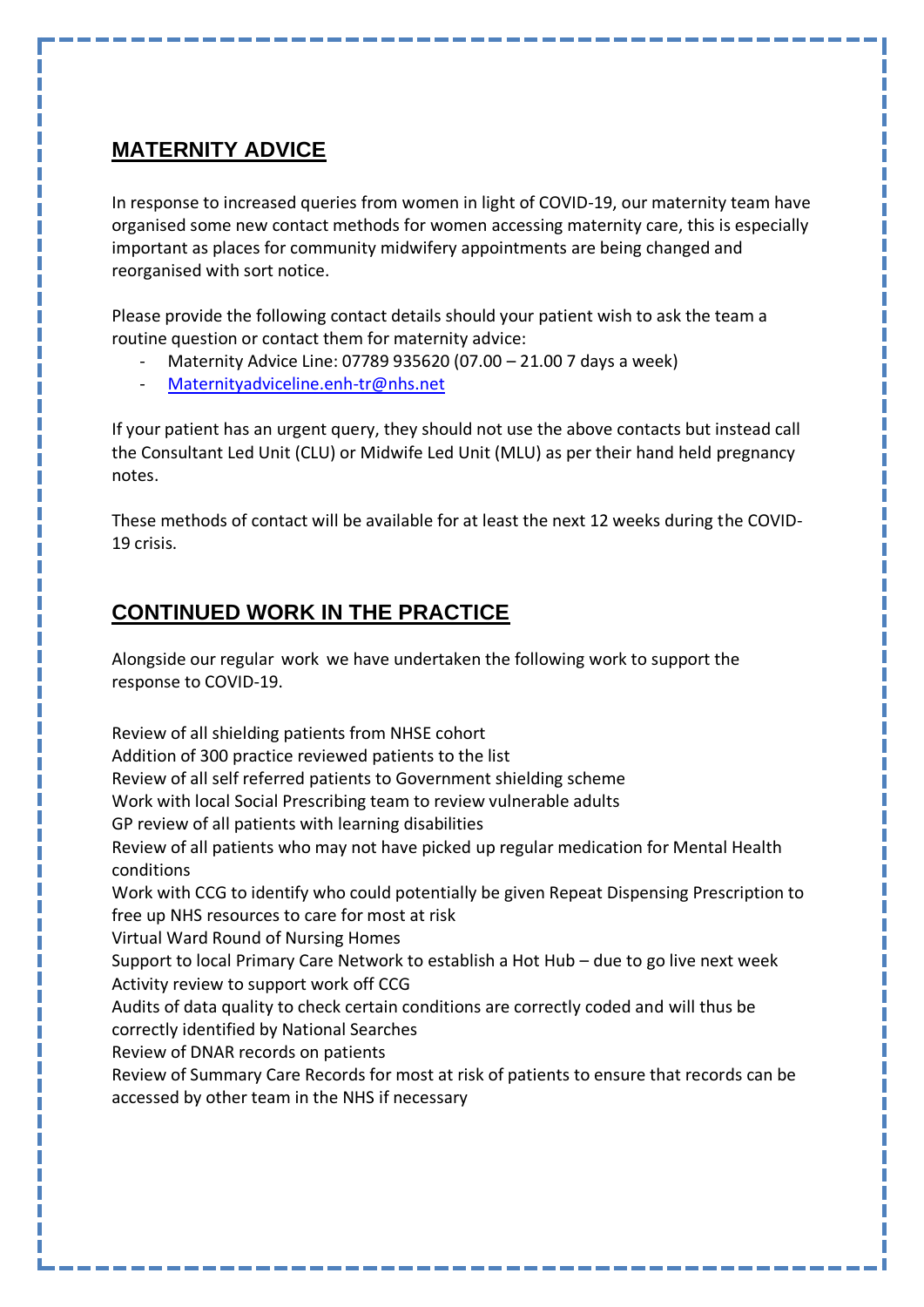## MATERNITY ADVICE

In response to increased queries from women in light of COVID-19, our maternity team have organised some new contact methods for women accessing maternity care, this is especially important as places for community midwifery appointments are being changed and reorganised with sort notice.

Please provide the following contact details should your patient wish to ask the team a routine question or contact them for maternity advice:

- Maternity Advice Line: 07789 935620 (07.00 – 21.00 7 days a week)
- Maternityadviceline.enh-tr@nhs.net

If your patient has an urgent query, they should not use the above contacts but instead call the Consultant Led Unit (CLU) or Midwife Led Unit (MLU) as per their hand held pregnancy notes.

These methods of contact will be available for at least the next 12 weeks during the COVID-19 crisis.

## CONTINUED WORK IN THE PRACTICE

Alongside our regular work we have undertaken the following work to support the response to COVID-19.

Review of all shielding patients from NHSE cohort
Addition of 300 practice reviewed patients to the list
Review of all self referred patients to Government shielding scheme
Work with local Social Prescribing team to review vulnerable adults
GP review of all patients with learning disabilities
Review of all patients who may not have picked up regular medication for Mental Health conditions
Work with CCG to identify who could potentially be given Repeat Dispensing Prescription to free up NHS resources to care for most at risk
Virtual Ward Round of Nursing Homes
Support to local Primary Care Network to establish a Hot Hub – due to go live next week
Activity review to support work off CCG
Audits of data quality to check certain conditions are correctly coded and will thus be correctly identified by National Searches
Review of DNAR records on patients
Review of Summary Care Records for most at risk of patients to ensure that records can be accessed by other team in the NHS if necessary